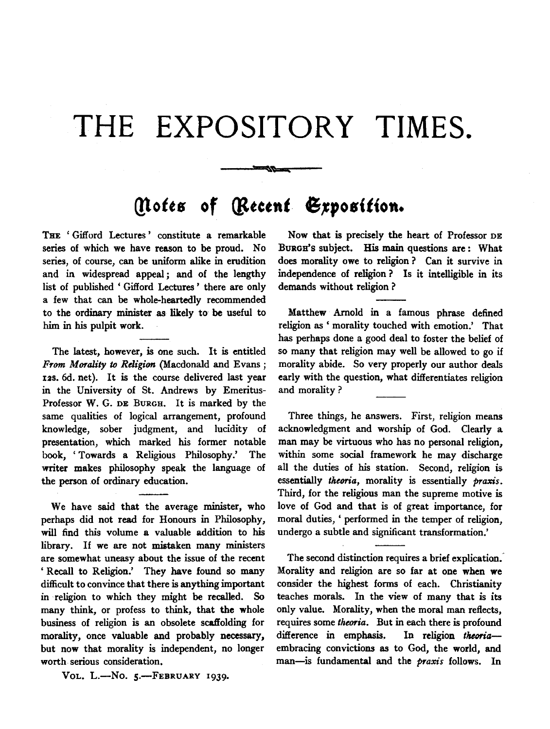# THE EXPOSITORY TIMES.

## Notes of Recent Exposition.

THE 'Gifford Lectures' constitute a remarkable series of which we have reason to be proud. No series, of course, can be uniform alike in erudition and in widespread appeal; and of the lengthy list of published 'Gifford Lectures' there are only a few that can be whole-heartedly recommended to the ordinary minister as likely to be useful to him in his pulpit work.

The latest, however, is one such. It is entitled *From Morality to Religion* (Macdonald and Evans; 12s. 6d. net). It is the course delivered last year in the University of St. Andrews by Emeritus-Professor W. G. DE BURGH. It is marked by the same qualities of logical arrangement, profound knowledge, sober judgment, and lucidity of presentation, which marked his former notable book, 'Towards a Religious Philosophy.' The writer makes philosophy speak the language of the person of ordinary education.

We have said that the average minister, who perhaps did not read for Honours in Philosophy, will find this volume a valuable addition to his library. If we are not mistaken many ministers are somewhat uneasy about the issue of the recent 'Recall to Religion.' They have found so many difficult to convince that there is anything important in religion to which they might be recalled. So many think, or profess to think, that the whole business of religion is an obsolete scaffolding for morality, once valuable and probably necessary, but now that morality is independent, no longer worth serious consideration.

Now that is precisely the heart of Professor DE BURGH's subject. His main questions are: What does morality owe to religion? Can it survive in independence of religion? Is it intelligible in its demands without religion?

Matthew Arnold in a famous phrase defined religion as 'morality touched with emotion.' That has perhaps done a good deal to foster the belief of so many that religion may well be allowed to go if morality abide. So very properly our author deals early with the question, what differentiates religion and morality?

Three things, he answers. First, religion means acknowledgment and worship of God. Clearly a man may be virtuous who has no personal religion, within some social framework he may discharge all the duties of his station. Second, religion is essentially *theoria*, morality is essentially *praxis*. Third, for the religious man the supreme motive is love of God and that is of great importance, for moral duties, 'performed in the temper of religion, undergo a subtle and significant transformation.'

The second distinction requires a brief explication. Morality and religion are so far at one when we consider the highest forms of each. Christianity teaches morals. In the view of many that is its only value. Morality, when the moral man reflects, requires some *theoria*. But in each there is profound difference in emphasis. In religion *theoria*—embracing convictions as to God, the world, and man—is fundamental and the *praxis* follows. In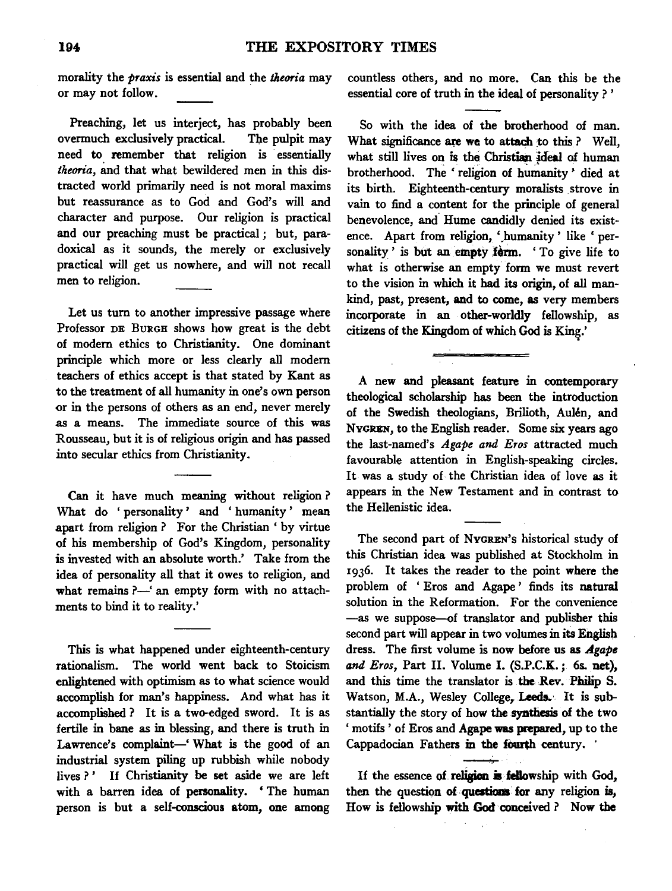morality the *praxis* is essential and the *theoria* may or may not follow.

Preaching, let us interject, has probably been overmuch exclusively practical. The pulpit may need to remember that religion is essentially *theoria*, and that what bewildered men in this distracted world primarily need is not moral maxims but reassurance as to God and God's will and character and purpose. Our religion is practical and our preaching must be practical; but, paradoxical as it sounds, the merely or exclusively practical will get us nowhere, and will not recall men to religion.

Let us turn to another impressive passage where Professor DE BURGH shows how great is the debt of modern ethics to Christianity. One dominant principle which more or less clearly all modern teachers of ethics accept is that stated by Kant as to the treatment of all humanity in one's own person or in the persons of others as an end, never merely as a means. The immediate source of this was Rousseau, but it is of religious origin and has passed into secular ethics from Christianity.

Can it have much meaning without religion? What do 'personality' and 'humanity' mean apart from religion? For the Christian 'by virtue of his membership of God's Kingdom, personality is invested with an absolute worth.' Take from the idea of personality all that it owes to religion, and what remains?—'an empty form with no attachments to bind it to reality.'

This is what happened under eighteenth-century rationalism. The world went back to Stoicism enlightened with optimism as to what science would accomplish for man's happiness. And what has it accomplished? It is a two-edged sword. It is as fertile in bane as in blessing, and there is truth in Lawrence's complaint—'What is the good of an industrial system piling up rubbish while nobody lives?' If Christianity be set aside we are left with a barren idea of personality. 'The human person is but a self-conscious atom, one among countless others, and no more. Can this be the essential core of truth in the ideal of personality?'

So with the idea of the brotherhood of man. What significance are we to attach to this? Well, what still lives on is the Christian ideal of human brotherhood. The 'religion of humanity' died at its birth. Eighteenth-century moralists strove in vain to find a content for the principle of general benevolence, and Hume candidly denied its existence. Apart from religion, 'humanity' like 'personality' is but an empty form. 'To give life to what is otherwise an empty form we must revert to the vision in which it had its origin, of all mankind, past, present, and to come, as very members incorporate in an other-worldly fellowship, as citizens of the Kingdom of which God is King.'

---

A new and pleasant feature in contemporary theological scholarship has been the introduction of the Swedish theologians, Brilioth, Aulén, and NYGREN, to the English reader. Some six years ago the last-named's *Agape and Eros* attracted much favourable attention in English-speaking circles. It was a study of the Christian idea of love as it appears in the New Testament and in contrast to the Hellenistic idea.

The second part of NYGREN's historical study of this Christian idea was published at Stockholm in 1936. It takes the reader to the point where the problem of 'Eros and Agape' finds its natural solution in the Reformation. For the convenience—as we suppose—of translator and publisher this second part will appear in two volumes in its English dress. The first volume is now before us as *Agape and Eros*, Part II. Volume I. (S.P.C.K.; 6s. net), and this time the translator is the Rev. Philip S. Watson, M.A., Wesley College, Leeds. It is substantially the story of how the synthesis of the two 'motifs' of Eros and Agape was prepared, up to the Cappadocian Fathers in the fourth century.

If the essence of religion is fellowship with God, then the question of questions for any religion is, How is fellowship with God conceived? Now the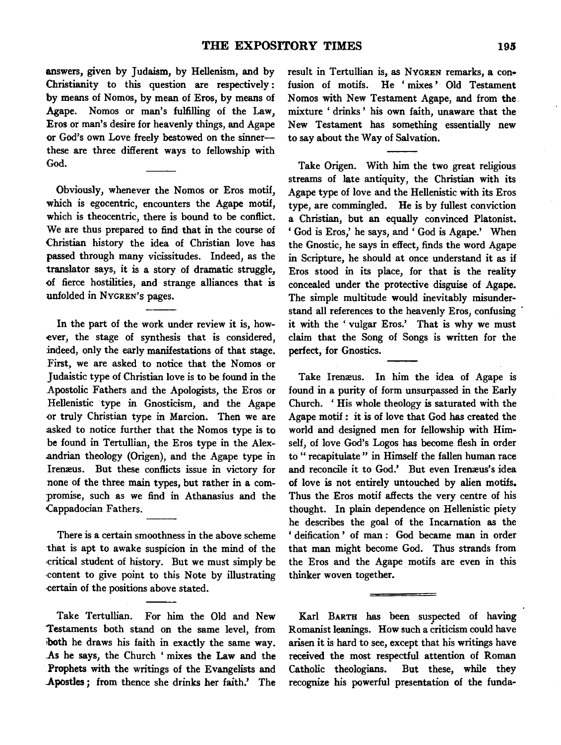answers, given by Judaism, by Hellenism, and by Christianity to this question are respectively: by means of Nomos, by mean of Eros, by means of Agape. Nomos or man's fulfilling of the Law, Eros or man's desire for heavenly things, and Agape or God's own Love freely bestowed on the sinner—these are three different ways to fellowship with God.

---

Obviously, whenever the Nomos or Eros motif, which is egocentric, encounters the Agape motif, which is theocentric, there is bound to be conflict. We are thus prepared to find that in the course of Christian history the idea of Christian love has passed through many vicissitudes. Indeed, as the translator says, it is a story of dramatic struggle, of fierce hostilities, and strange alliances that is unfolded in NYGREN's pages.

---

In the part of the work under review it is, however, the stage of synthesis that is considered, indeed, only the early manifestations of that stage. First, we are asked to notice that the Nomos or Judaistic type of Christian love is to be found in the Apostolic Fathers and the Apologists, the Eros or Hellenistic type in Gnosticism, and the Agape or truly Christian type in Marcion. Then we are asked to notice further that the Nomos type is to be found in Tertullian, the Eros type in the Alexandrian theology (Origen), and the Agape type in Irenæus. But these conflicts issue in victory for none of the three main types, but rather in a compromise, such as we find in Athanasius and the Cappadocian Fathers.

---

There is a certain smoothness in the above scheme that is apt to awake suspicion in the mind of the critical student of history. But we must simply be content to give point to this Note by illustrating certain of the positions above stated.

---

Take Tertullian. For him the Old and New Testaments both stand on the same level, from both he draws his faith in exactly the same way. As he says, the Church 'mixes the Law and the Prophets with the writings of the Evangelists and Apostles; from thence she drinks her faith.' The result in Tertullian is, as NYGREN remarks, a confusion of motifs. He 'mixes' Old Testament Nomos with New Testament Agape, and from the mixture 'drinks' his own faith, unaware that the New Testament has something essentially new to say about the Way of Salvation.

---

Take Origen. With him the two great religious streams of late antiquity, the Christian with its Agape type of love and the Hellenistic with its Eros type, are commingled. He is by fullest conviction a Christian, but an equally convinced Platonist. 'God is Eros,' he says, and 'God is Agape.' When the Gnostic, he says in effect, finds the word Agape in Scripture, he should at once understand it as if Eros stood in its place, for that is the reality concealed under the protective disguise of Agape. The simple multitude would inevitably misunderstand all references to the heavenly Eros, confusing it with the 'vulgar Eros.' That is why we must claim that the Song of Songs is written for the perfect, for Gnostics.

---

Take Irenæus. In him the idea of Agape is found in a purity of form unsurpassed in the Early Church. 'His whole theology is saturated with the Agape motif: it is of love that God has created the world and designed men for fellowship with Himself, of love God's Logos has become flesh in order to "recapitulate" in Himself the fallen human race and reconcile it to God.' But even Irenæus's idea of love is not entirely untouched by alien motifs. Thus the Eros motif affects the very centre of his thought. In plain dependence on Hellenistic piety he describes the goal of the Incarnation as the 'deification' of man: God became man in order that man might become God. Thus strands from the Eros and the Agape motifs are even in this thinker woven together.

---

Karl BARTH has been suspected of having Romanist leanings. How such a criticism could have arisen it is hard to see, except that his writings have received the most respectful attention of Roman Catholic theologians. But these, while they recognize his powerful presentation of the funda-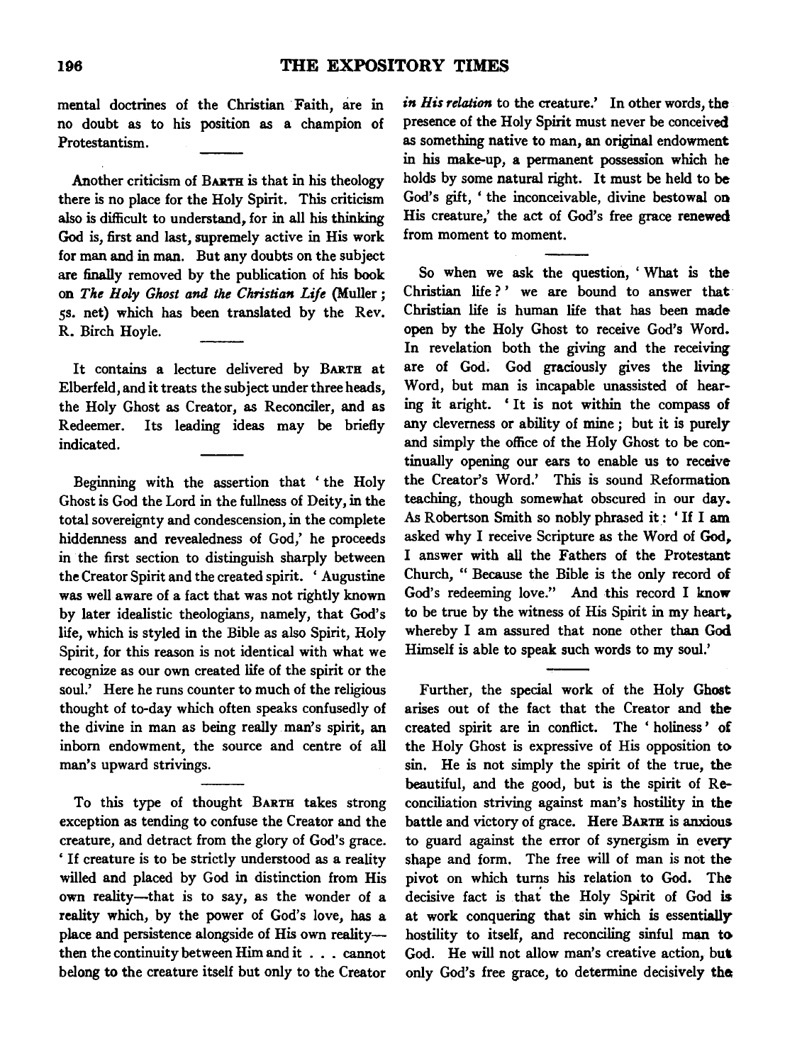mental doctrines of the Christian Faith, are in no doubt as to his position as a champion of Protestantism.

Another criticism of BARTH is that in his theology there is no place for the Holy Spirit. This criticism also is difficult to understand, for in all his thinking God is, first and last, supremely active in His work for man and in man. But any doubts on the subject are finally removed by the publication of his book on *The Holy Ghost and the Christian Life* (Muller; 5s. net) which has been translated by the Rev. R. Birch Hoyle.

It contains a lecture delivered by BARTH at Elberfeld, and it treats the subject under three heads, the Holy Ghost as Creator, as Reconciler, and as Redeemer. Its leading ideas may be briefly indicated.

Beginning with the assertion that 'the Holy Ghost is God the Lord in the fullness of Deity, in the total sovereignty and condescension, in the complete hiddenness and revealedness of God,' he proceeds in the first section to distinguish sharply between the Creator Spirit and the created spirit. 'Augustine was well aware of a fact that was not rightly known by later idealistic theologians, namely, that God's life, which is styled in the Bible as also Spirit, Holy Spirit, for this reason is not identical with what we recognize as our own created life of the spirit or the soul.' Here he runs counter to much of the religious thought of to-day which often speaks confusedly of the divine in man as being really man's spirit, an inborn endowment, the source and centre of all man's upward strivings.

To this type of thought BARTH takes strong exception as tending to confuse the Creator and the creature, and detract from the glory of God's grace. 'If creature is to be strictly understood as a reality willed and placed by God in distinction from His own reality—that is to say, as the wonder of a reality which, by the power of God's love, has a place and persistence alongside of His own reality—then the continuity between Him and it . . . cannot belong to the creature itself but only to the Creator *in His relation* to the creature.' In other words, the presence of the Holy Spirit must never be conceived as something native to man, an original endowment in his make-up, a permanent possession which he holds by some natural right. It must be held to be God's gift, 'the inconceivable, divine bestowal on His creature,' the act of God's free grace renewed from moment to moment.

So when we ask the question, 'What is the Christian life?' we are bound to answer that Christian life is human life that has been made open by the Holy Ghost to receive God's Word. In revelation both the giving and the receiving are of God. God graciously gives the living Word, but man is incapable unassisted of hearing it aright. 'It is not within the compass of any cleverness or ability of mine; but it is purely and simply the office of the Holy Ghost to be continually opening our ears to enable us to receive the Creator's Word.' This is sound Reformation teaching, though somewhat obscured in our day. As Robertson Smith so nobly phrased it: 'If I am asked why I receive Scripture as the Word of God, I answer with all the Fathers of the Protestant Church, "Because the Bible is the only record of God's redeeming love." And this record I know to be true by the witness of His Spirit in my heart, whereby I am assured that none other than God Himself is able to speak such words to my soul.'

Further, the special work of the Holy Ghost arises out of the fact that the Creator and the created spirit are in conflict. The 'holiness' of the Holy Ghost is expressive of His opposition to sin. He is not simply the spirit of the true, the beautiful, and the good, but is the spirit of Reconciliation striving against man's hostility in the battle and victory of grace. Here BARTH is anxious to guard against the error of synergism in every shape and form. The free will of man is not the pivot on which turns his relation to God. The decisive fact is that the Holy Spirit of God is at work conquering that sin which is essentially hostility to itself, and reconciling sinful man to God. He will not allow man's creative action, but only God's free grace, to determine decisively the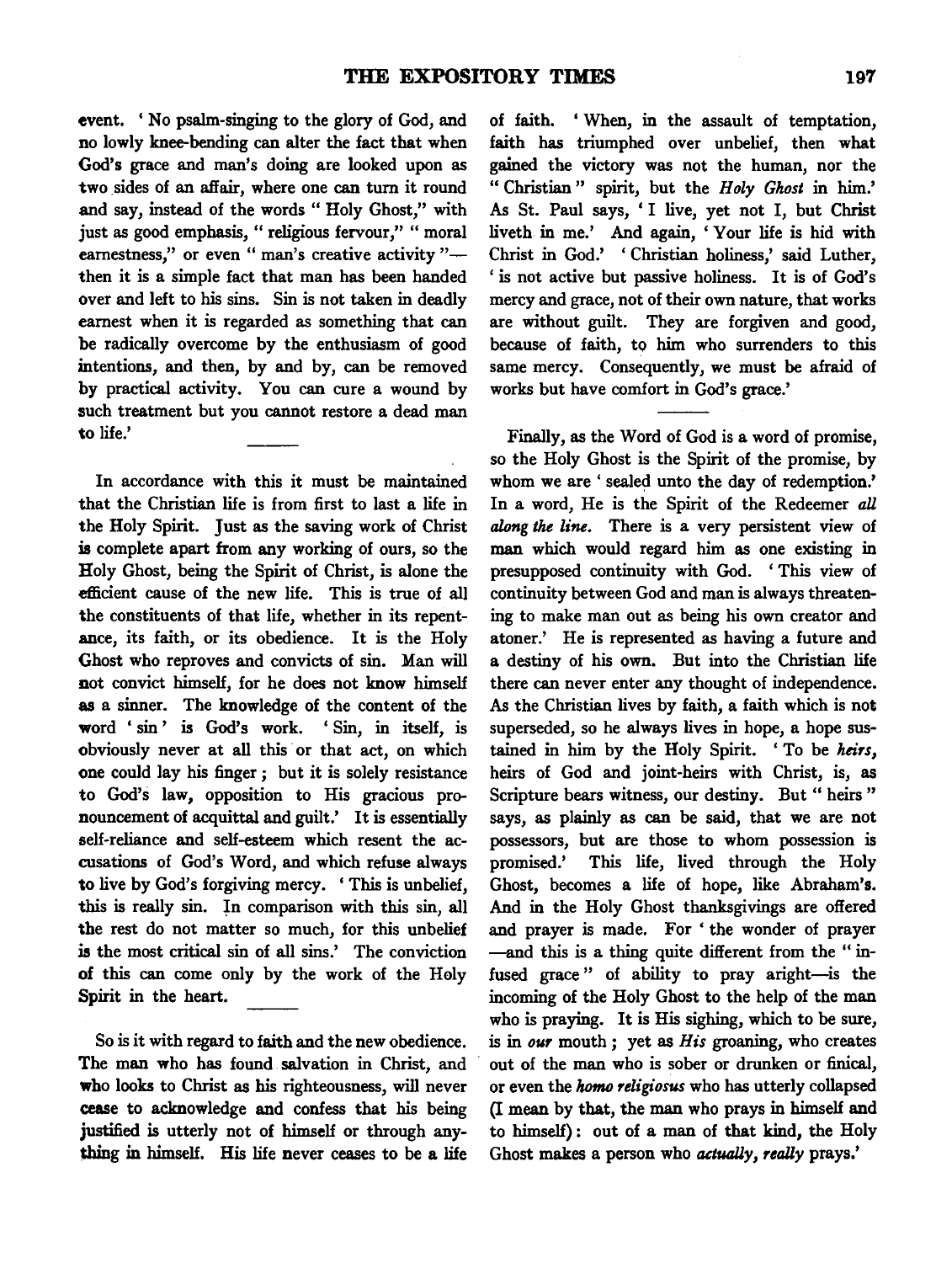event. 'No psalm-singing to the glory of God, and no lowly knee-bending can alter the fact that when God's grace and man's doing are looked upon as two sides of an affair, where one can turn it round and say, instead of the words "Holy Ghost," with just as good emphasis, "religious fervour," "moral earnestness," or even "man's creative activity"—then it is a simple fact that man has been handed over and left to his sins. Sin is not taken in deadly earnest when it is regarded as something that can be radically overcome by the enthusiasm of good intentions, and then, by and by, can be removed by practical activity. You can cure a wound by such treatment but you cannot restore a dead man to life.'

---

In accordance with this it must be maintained that the Christian life is from first to last a life in the Holy Spirit. Just as the saving work of Christ is complete apart from any working of ours, so the Holy Ghost, being the Spirit of Christ, is alone the efficient cause of the new life. This is true of all the constituents of that life, whether in its repentance, its faith, or its obedience. It is the Holy Ghost who reproves and convicts of sin. Man will not convict himself, for he does not know himself as a sinner. The knowledge of the content of the word 'sin' is God's work. 'Sin, in itself, is obviously never at all this or that act, on which one could lay his finger; but it is solely resistance to God's law, opposition to His gracious pronouncement of acquittal and guilt.' It is essentially self-reliance and self-esteem which resent the accusations of God's Word, and which refuse always to live by God's forgiving mercy. 'This is unbelief, this is really sin. In comparison with this sin, all the rest do not matter so much, for this unbelief is the most critical sin of all sins.' The conviction of this can come only by the work of the Holy Spirit in the heart.

---

So is it with regard to faith and the new obedience. The man who has found salvation in Christ, and who looks to Christ as his righteousness, will never cease to acknowledge and confess that his being justified is utterly not of himself or through anything in himself. His life never ceases to be a life of faith. 'When, in the assault of temptation, faith has triumphed over unbelief, then what gained the victory was not the human, nor the "Christian" spirit, but the *Holy Ghost* in him.' As St. Paul says, 'I live, yet not I, but Christ liveth in me.' And again, 'Your life is hid with Christ in God.' 'Christian holiness,' said Luther, 'is not active but passive holiness. It is of God's mercy and grace, not of their own nature, that works are without guilt. They are forgiven and good, because of faith, to him who surrenders to this same mercy. Consequently, we must be afraid of works but have comfort in God's grace.'

---

Finally, as the Word of God is a word of promise, so the Holy Ghost is the Spirit of the promise, by whom we are 'sealed unto the day of redemption.' In a word, He is the Spirit of the Redeemer *all along the line*. There is a very persistent view of man which would regard him as one existing in presupposed continuity with God. 'This view of continuity between God and man is always threatening to make man out as being his own creator and atoner.' He is represented as having a future and a destiny of his own. But into the Christian life there can never enter any thought of independence. As the Christian lives by faith, a faith which is not superseded, so he always lives in hope, a hope sustained in him by the Holy Spirit. 'To be *heirs*, heirs of God and joint-heirs with Christ, is, as Scripture bears witness, our destiny. But "heirs" says, as plainly as can be said, that we are not possessors, but are those to whom possession is promised.' This life, lived through the Holy Ghost, becomes a life of hope, like Abraham's. And in the Holy Ghost thanksgivings are offered and prayer is made. For 'the wonder of prayer—and this is a thing quite different from the "infused grace" of ability to pray aright—is the incoming of the Holy Ghost to the help of the man who is praying. It is His sighing, which to be sure, is in *our* mouth; yet as *His* groaning, who creates out of the man who is sober or drunken or finical, or even the *homo religiosus* who has utterly collapsed (I mean by that, the man who prays in himself and to himself): out of a man of that kind, the Holy Ghost makes a person who *actually, really* prays.'